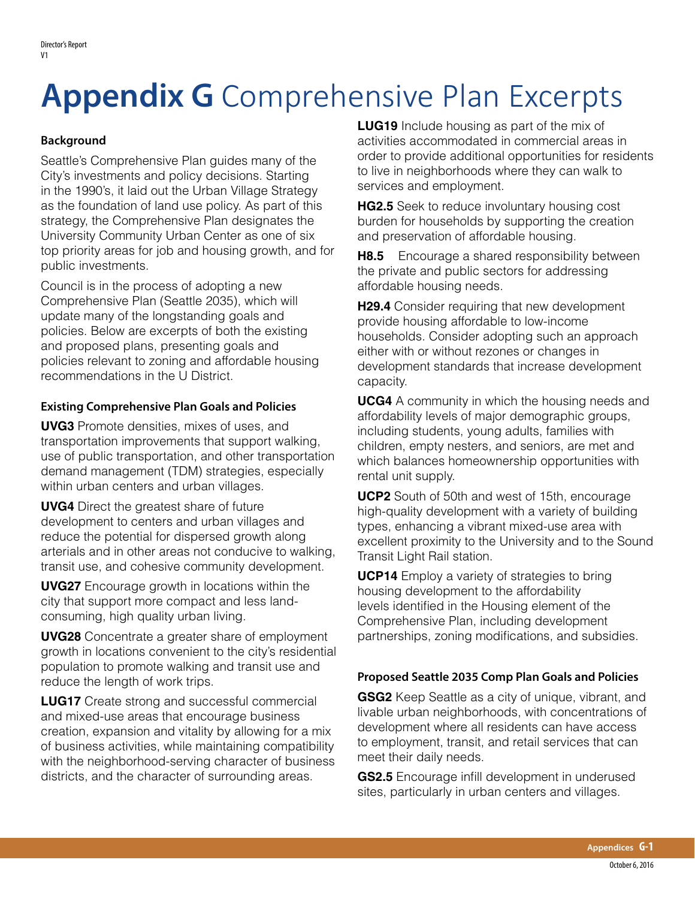# **Appendix G** Comprehensive Plan Excerpts

### Background

Seattle's Comprehensive Plan guides many of the City's investments and policy decisions. Starting in the 1990's, it laid out the Urban Village Strategy as the foundation of land use policy. As part of this strategy, the Comprehensive Plan designates the University Community Urban Center as one of six top priority areas for job and housing growth, and for public investments.

Council is in the process of adopting a new Comprehensive Plan (Seattle 2035), which will update many of the longstanding goals and policies. Below are excerpts of both the existing and proposed plans, presenting goals and policies relevant to zoning and affordable housing recommendations in the U District.

### Existing Comprehensive Plan Goals and Policies

**UVG3** Promote densities, mixes of uses, and transportation improvements that support walking, use of public transportation, and other transportation demand management (TDM) strategies, especially within urban centers and urban villages.

**UVG4** Direct the greatest share of future development to centers and urban villages and reduce the potential for dispersed growth along arterials and in other areas not conducive to walking, transit use, and cohesive community development.

**UVG27** Encourage growth in locations within the city that support more compact and less land-consuming, high quality urban living.

**UVG28** Concentrate a greater share of employment growth in locations convenient to the city's residential population to promote walking and transit use and reduce the length of work trips.

**LUG17** Create strong and successful commercial and mixed-use areas that encourage business creation, expansion and vitality by allowing for a mix of business activities, while maintaining compatibility with the neighborhood-serving character of business districts, and the character of surrounding areas.

**LUG19** Include housing as part of the mix of activities accommodated in commercial areas in order to provide additional opportunities for residents to live in neighborhoods where they can walk to services and employment.

**HG2.5** Seek to reduce involuntary housing cost burden for households by supporting the creation and preservation of affordable housing.

**H8.5** Encourage a shared responsibility between the private and public sectors for addressing affordable housing needs.

**H29.4** Consider requiring that new development provide housing affordable to low-income households. Consider adopting such an approach either with or without rezones or changes in development standards that increase development capacity.

**UCG4** A community in which the housing needs and affordability levels of major demographic groups, including students, young adults, families with children, empty nesters, and seniors, are met and which balances homeownership opportunities with rental unit supply.

**UCP2** South of 50th and west of 15th, encourage high-quality development with a variety of building types, enhancing a vibrant mixed-use area with excellent proximity to the University and to the Sound Transit Light Rail station.

**UCP14** Employ a variety of strategies to bring housing development to the affordability levels identified in the Housing element of the Comprehensive Plan, including development partnerships, zoning modifications, and subsidies.

### Proposed Seattle 2035 Comp Plan Goals and Policies

**GSG2** Keep Seattle as a city of unique, vibrant, and livable urban neighborhoods, with concentrations of development where all residents can have access to employment, transit, and retail services that can meet their daily needs.

**GS2.5** Encourage infill development in underused sites, particularly in urban centers and villages.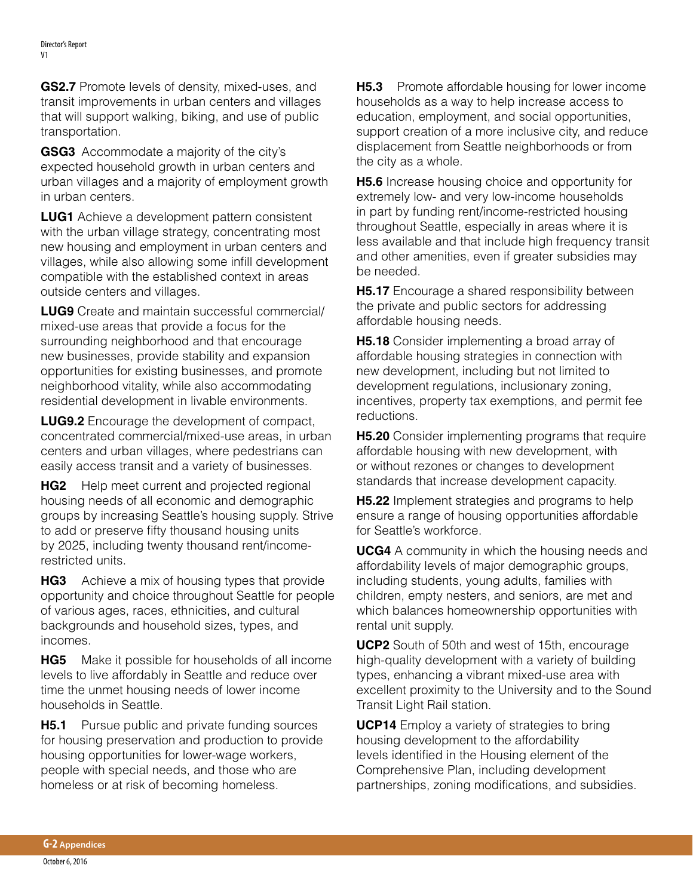**GS2.7** Promote levels of density, mixed-uses, and transit improvements in urban centers and villages that will support walking, biking, and use of public transportation.

**GSG3** Accommodate a majority of the city's expected household growth in urban centers and urban villages and a majority of employment growth in urban centers.

**LUG1** Achieve a development pattern consistent with the urban village strategy, concentrating most new housing and employment in urban centers and villages, while also allowing some infill development compatible with the established context in areas outside centers and villages.

**LUG9** Create and maintain successful commercial/mixed-use areas that provide a focus for the surrounding neighborhood and that encourage new businesses, provide stability and expansion opportunities for existing businesses, and promote neighborhood vitality, while also accommodating residential development in livable environments.

**LUG9.2** Encourage the development of compact, concentrated commercial/mixed-use areas, in urban centers and urban villages, where pedestrians can easily access transit and a variety of businesses.

**HG2** Help meet current and projected regional housing needs of all economic and demographic groups by increasing Seattle's housing supply. Strive to add or preserve fifty thousand housing units by 2025, including twenty thousand rent/income-restricted units.

**HG3** Achieve a mix of housing types that provide opportunity and choice throughout Seattle for people of various ages, races, ethnicities, and cultural backgrounds and household sizes, types, and incomes.

**HG5** Make it possible for households of all income levels to live affordably in Seattle and reduce over time the unmet housing needs of lower income households in Seattle.

**H5.1** Pursue public and private funding sources for housing preservation and production to provide housing opportunities for lower-wage workers, people with special needs, and those who are homeless or at risk of becoming homeless.

**H5.3** Promote affordable housing for lower income households as a way to help increase access to education, employment, and social opportunities, support creation of a more inclusive city, and reduce displacement from Seattle neighborhoods or from the city as a whole.

**H5.6** Increase housing choice and opportunity for extremely low- and very low-income households in part by funding rent/income-restricted housing throughout Seattle, especially in areas where it is less available and that include high frequency transit and other amenities, even if greater subsidies may be needed.

**H5.17** Encourage a shared responsibility between the private and public sectors for addressing affordable housing needs.

**H5.18** Consider implementing a broad array of affordable housing strategies in connection with new development, including but not limited to development regulations, inclusionary zoning, incentives, property tax exemptions, and permit fee reductions.

**H5.20** Consider implementing programs that require affordable housing with new development, with or without rezones or changes to development standards that increase development capacity.

**H5.22** Implement strategies and programs to help ensure a range of housing opportunities affordable for Seattle's workforce.

**UCG4** A community in which the housing needs and affordability levels of major demographic groups, including students, young adults, families with children, empty nesters, and seniors, are met and which balances homeownership opportunities with rental unit supply.

**UCP2** South of 50th and west of 15th, encourage high-quality development with a variety of building types, enhancing a vibrant mixed-use area with excellent proximity to the University and to the Sound Transit Light Rail station.

**UCP14** Employ a variety of strategies to bring housing development to the affordability levels identified in the Housing element of the Comprehensive Plan, including development partnerships, zoning modifications, and subsidies.